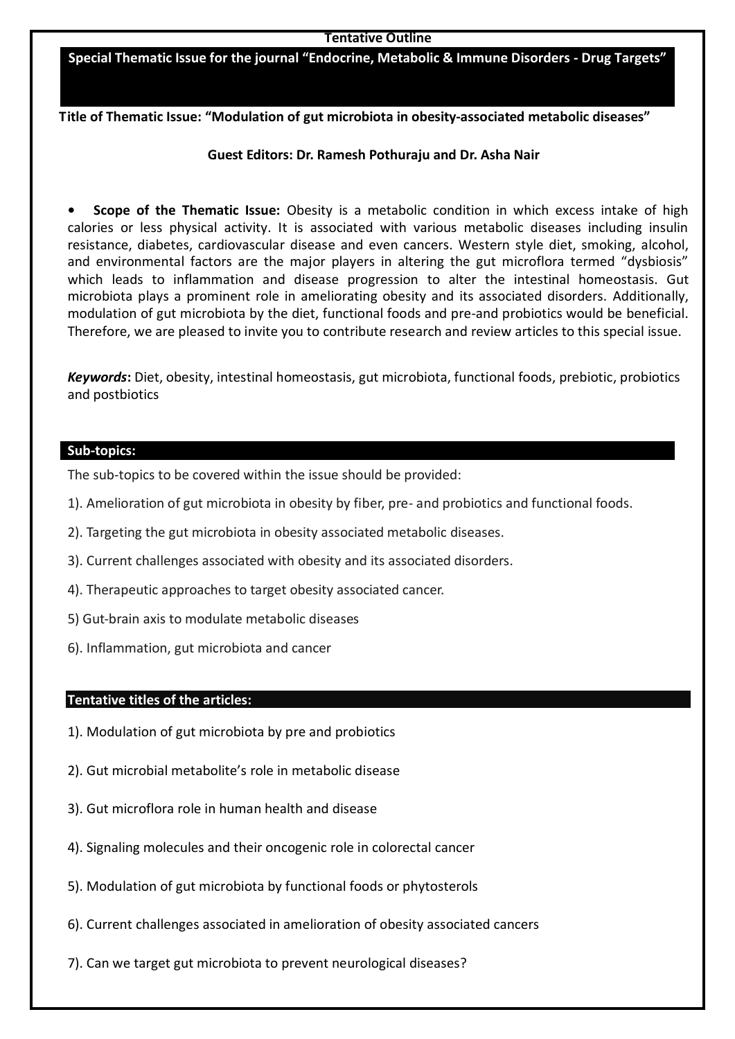**Tentative Outline**

## Special Thematic Issue for the journal "Endocrine, Metabolic & Immune Disorders - Drug Targets"

**Title of Thematic Issue: "Modulation of gut microbiota in obesity-associated metabolic diseases"**

**Guest Editors: Dr. Ramesh Pothuraju and Dr. Asha Nair**

- **Scope of the Thematic Issue:** Obesity is a metabolic condition in which excess intake of high calories or less physical activity. It is associated with various metabolic diseases including insulin resistance, diabetes, cardiovascular disease and even cancers. Western style diet, smoking, alcohol, and environmental factors are the major players in altering the gut microflora termed "dysbiosis" which leads to inflammation and disease progression to alter the intestinal homeostasis. Gut microbiota plays a prominent role in ameliorating obesity and its associated disorders. Additionally, modulation of gut microbiota by the diet, functional foods and pre-and probiotics would be beneficial. Therefore, we are pleased to invite you to contribute research and review articles to this special issue.

***Keywords*:** Diet, obesity, intestinal homeostasis, gut microbiota, functional foods, prebiotic, probiotics and postbiotics

### Sub-topics:

The sub-topics to be covered within the issue should be provided:

1). Amelioration of gut microbiota in obesity by fiber, pre- and probiotics and functional foods.

2). Targeting the gut microbiota in obesity associated metabolic diseases.

3). Current challenges associated with obesity and its associated disorders.

4). Therapeutic approaches to target obesity associated cancer.

5) Gut-brain axis to modulate metabolic diseases

6). Inflammation, gut microbiota and cancer

### Tentative titles of the articles:

1). Modulation of gut microbiota by pre and probiotics

2). Gut microbial metabolite's role in metabolic disease

3). Gut microflora role in human health and disease

4). Signaling molecules and their oncogenic role in colorectal cancer

5). Modulation of gut microbiota by functional foods or phytosterols

6). Current challenges associated in amelioration of obesity associated cancers

7). Can we target gut microbiota to prevent neurological diseases?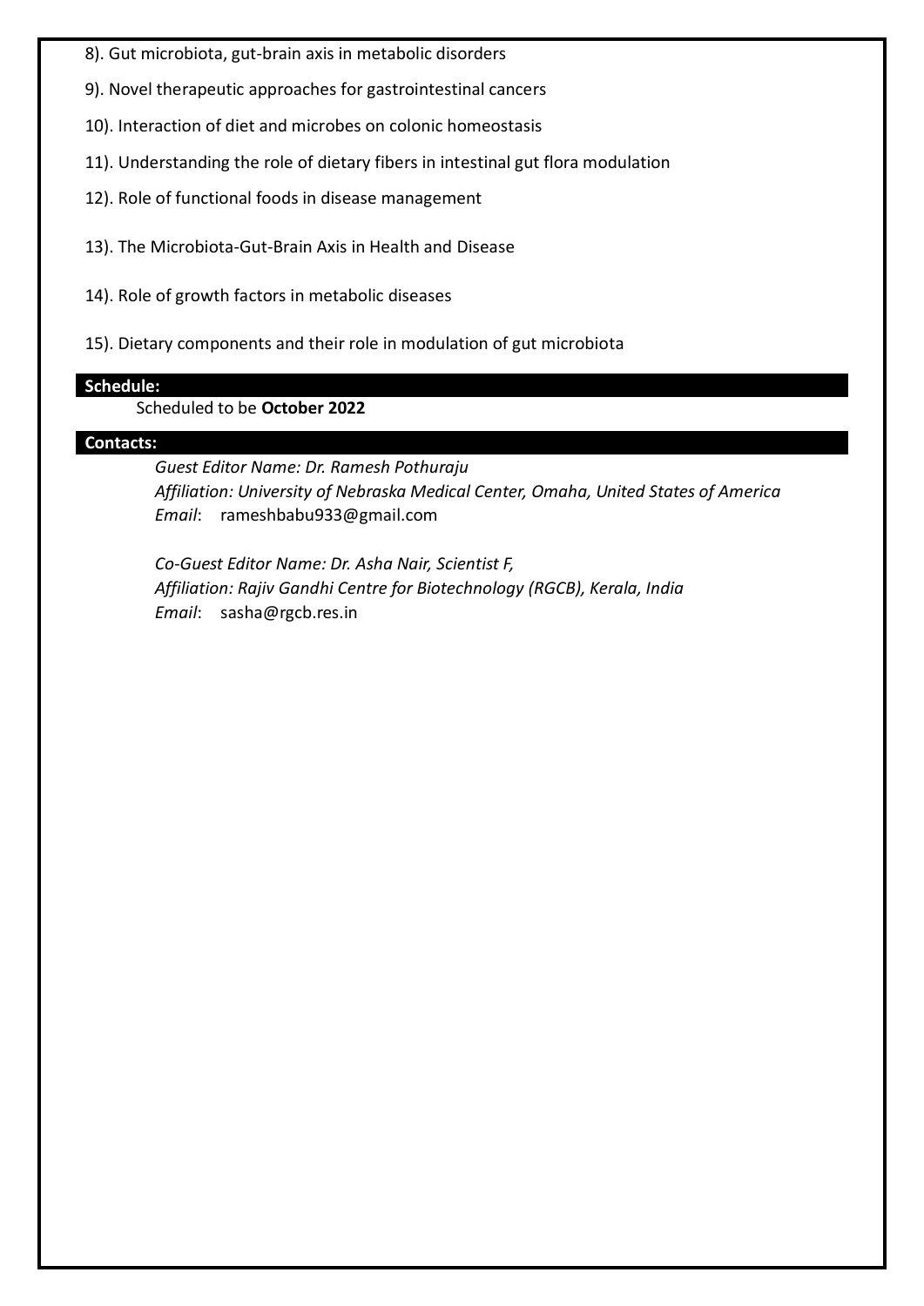8). Gut microbiota, gut-brain axis in metabolic disorders

9). Novel therapeutic approaches for gastrointestinal cancers

10). Interaction of diet and microbes on colonic homeostasis

11). Understanding the role of dietary fibers in intestinal gut flora modulation

12). Role of functional foods in disease management

13). The Microbiota-Gut-Brain Axis in Health and Disease

14). Role of growth factors in metabolic diseases

15). Dietary components and their role in modulation of gut microbiota

**Schedule:**

Scheduled to be **October 2022**

**Contacts:**

*Guest Editor Name: Dr. Ramesh Pothuraju*
*Affiliation: University of Nebraska Medical Center, Omaha, United States of America*
*Email*: rameshbabu933@gmail.com

*Co-Guest Editor Name: Dr. Asha Nair, Scientist F,*
*Affiliation: Rajiv Gandhi Centre for Biotechnology (RGCB), Kerala, India*
*Email*: sasha@rgcb.res.in